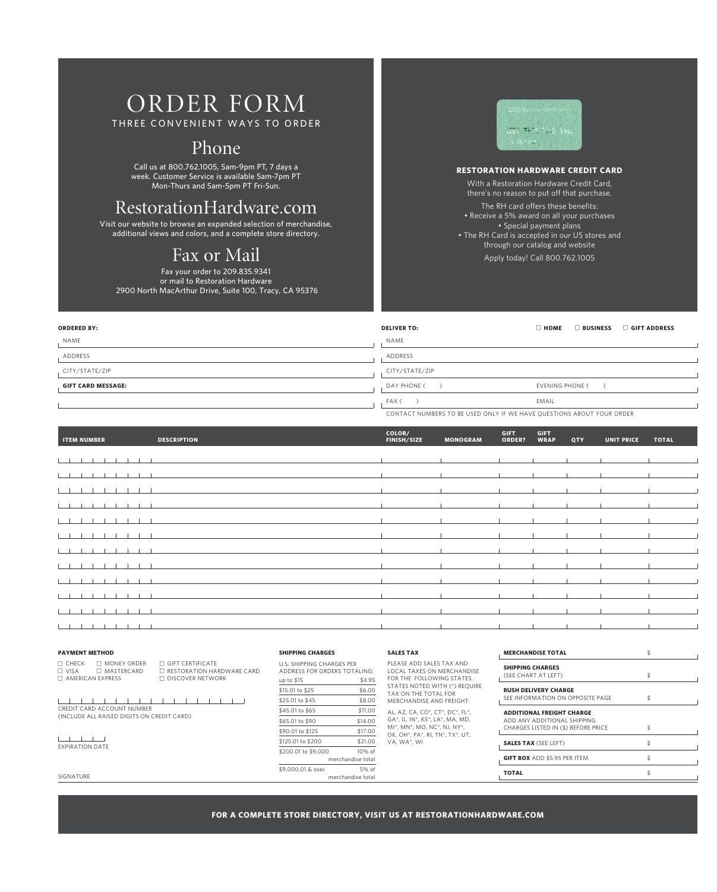# ORDER FORM

THREE CONVENIENT WAYS TO ORDER

## Phone

Call us at 800.762.1005, 5am-9pm PT, 7 days a week. Customer Service is available 5am-7pm PT Mon-Thurs and 5am-5pm PT Fri-Sun.

## RestorationHardware.com

Visit our website to browse an expanded selection of merchandise, additional views and colors, and a complete store directory.

## Fax or Mail

Fax your order to 209.835.9341
or mail to Restoration Hardware
2900 North MacArthur Drive, Suite 100, Tracy, CA 95376

**RESTORATION HARDWARE CREDIT CARD**

With a Restoration Hardware Credit Card, there's no reason to put off that purchase.

The RH card offers these benefits:

- Receive a 5% award on all your purchases
- Special payment plans
- The RH Card is accepted in our US stores and through our catalog and website

Apply today! Call 800.762.1005

**ORDERED BY:**

NAME

ADDRESS

CITY/STATE/ZIP

**GIFT CARD MESSAGE:**

**DELIVER TO:** ☐ HOME ☐ BUSINESS ☐ GIFT ADDRESS

NAME

ADDRESS

CITY/STATE/ZIP

DAY PHONE ( ) EVENING PHONE ( )

FAX ( ) EMAIL

CONTACT NUMBERS TO BE USED ONLY IF WE HAVE QUESTIONS ABOUT YOUR ORDER

| ITEM NUMBER | DESCRIPTION | COLOR/ FINISH/SIZE | MONOGRAM | GIFT ORDER? | GIFT WRAP | QTY | UNIT PRICE | TOTAL |
|---|---|---|---|---|---|---|---|---|
| | | | | | | | | |
| | | | | | | | | |
| | | | | | | | | |
| | | | | | | | | |
| | | | | | | | | |
| | | | | | | | | |
| | | | | | | | | |
| | | | | | | | | |
| | | | | | | | | |
| | | | | | | | | |
| | | | | | | | | |
| | | | | | | | | |

**PAYMENT METHOD**

☐ CHECK ☐ MONEY ORDER ☐ GIFT CERTIFICATE
☐ VISA ☐ MASTERCARD ☐ RESTORATION HARDWARE CARD
☐ AMERICAN EXPRESS ☐ DISCOVER NETWORK

CREDIT CARD ACCOUNT NUMBER
(INCLUDE ALL RAISED DIGITS ON CREDIT CARD)

EXPIRATION DATE

SIGNATURE

**SHIPPING CHARGES**

U.S. SHIPPING CHARGES PER ADDRESS FOR ORDERS TOTALING:

| | |
|---|---|
| up to $15 | $4.95 |
| $15.01 to $25 | $6.00 |
| $25.01 to $45 | $8.00 |
| $45.01 to $65 | $11.00 |
| $65.01 to $90 | $14.00 |
| $90.01 to $125 | $17.00 |
| $125.01 to $200 | $21.00 |
| $200.01 to $9,000 | 10% of merchandise total |
| $9,000.01 & over | 5% of merchandise total |

**SALES TAX**

PLEASE ADD SALES TAX AND LOCAL TAXES ON MERCHANDISE FOR THE FOLLOWING STATES. STATES NOTED WITH (*) REQUIRE TAX ON THE TOTAL FOR MERCHANDISE AND FREIGHT:

AL, AZ, CA, CO*, CT*, DC*, FL*, GA*, IL, IN*, KS*, LA*, MA, MD, MI*, MN*, MO, NC*, NJ, NY*, OK, OH*, PA*, RI, TN*, TX*, UT, VA, WA*, WI

| | |
|---|---|
| **MERCHANDISE TOTAL** | $ |
| **SHIPPING CHARGES** (SEE CHART AT LEFT) | $ |
| **RUSH DELIVERY CHARGE** SEE INFORMATION ON OPPOSITE PAGE | $ |
| **ADDITIONAL FREIGHT CHARGE** ADD ANY ADDITIONAL SHIPPING CHARGES LISTED IN ($) BEFORE PRICE | $ |
| **SALES TAX** (SEE LEFT) | $ |
| **GIFT BOX** ADD $5.95 PER ITEM | $ |
| **TOTAL** | $ |

**FOR A COMPLETE STORE DIRECTORY, VISIT US AT RESTORATIONHARDWARE.COM**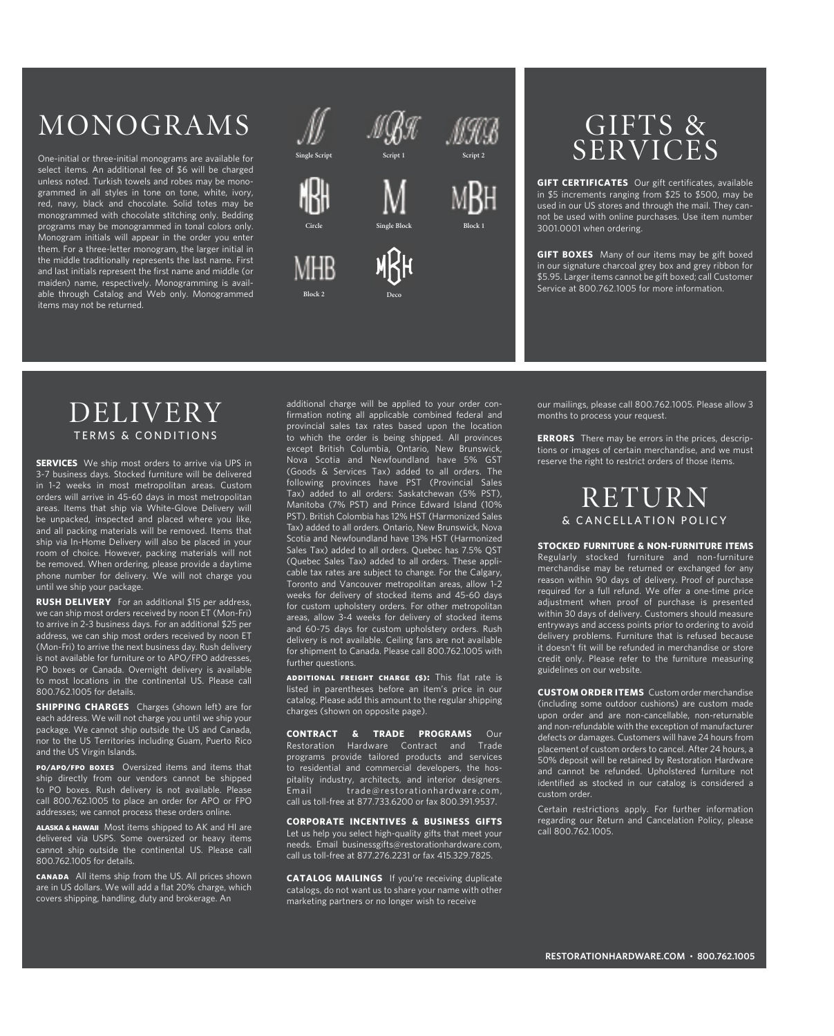# MONOGRAMS

One-initial or three-initial monograms are available for select items. An additional fee of $6 will be charged unless noted. Turkish towels and robes may be monogrammed in all styles in tone on tone, white, ivory, red, navy, black and chocolate. Solid totes may be monogrammed with chocolate stitching only. Bedding programs may be monogrammed in tonal colors only. Monogram initials will appear in the order you enter them. For a three-letter monogram, the larger initial in the middle traditionally represents the last name. First and last initials represent the first name and middle (or maiden) name, respectively. Monogramming is available through Catalog and Web only. Monogrammed items may not be returned.

Single Script

Script 1

Script 2

Circle

Single Block

Block 1

Block 2

Deco

# GIFTS & SERVICES

**GIFT CERTIFICATES** Our gift certificates, available in $5 increments ranging from $25 to $500, may be used in our US stores and through the mail. They cannot be used with online purchases. Use item number 3001.0001 when ordering.

**GIFT BOXES** Many of our items may be gift boxed in our signature charcoal grey box and grey ribbon for $5.95. Larger items cannot be gift boxed; call Customer Service at 800.762.1005 for more information.

# DELIVERY
## TERMS & CONDITIONS

**SERVICES** We ship most orders to arrive via UPS in 3-7 business days. Stocked furniture will be delivered in 1-2 weeks in most metropolitan areas. Custom orders will arrive in 45-60 days in most metropolitan areas. Items that ship via White-Glove Delivery will be unpacked, inspected and placed where you like, and all packing materials will be removed. Items that ship via In-Home Delivery will also be placed in your room of choice. However, packing materials will not be removed. When ordering, please provide a daytime phone number for delivery. We will not charge you until we ship your package.

**RUSH DELIVERY** For an additional $15 per address, we can ship most orders received by noon ET (Mon-Fri) to arrive in 2-3 business days. For an additional $25 per address, we can ship most orders received by noon ET (Mon-Fri) to arrive the next business day. Rush delivery is not available for furniture or to APO/FPO addresses, PO boxes or Canada. Overnight delivery is available to most locations in the continental US. Please call 800.762.1005 for details.

**SHIPPING CHARGES** Charges (shown left) are for each address. We will not charge you until we ship your package. We cannot ship outside the US and Canada, nor to the US Territories including Guam, Puerto Rico and the US Virgin Islands.

**PO/APO/FPO BOXES** Oversized items and items that ship directly from our vendors cannot be shipped to PO boxes. Rush delivery is not available. Please call 800.762.1005 to place an order for APO or FPO addresses; we cannot process these orders online.

**ALASKA & HAWAII** Most items shipped to AK and HI are delivered via USPS. Some oversized or heavy items cannot ship outside the continental US. Please call 800.762.1005 for details.

**CANADA** All items ship from the US. All prices shown are in US dollars. We will add a flat 20% charge, which covers shipping, handling, duty and brokerage. An additional charge will be applied to your order confirmation noting all applicable combined federal and provincial sales tax rates based upon the location to which the order is being shipped. All provinces except British Columbia, Ontario, New Brunswick, Nova Scotia and Newfoundland have 5% GST (Goods & Services Tax) added to all orders. The following provinces have PST (Provincial Sales Tax) added to all orders: Saskatchewan (5% PST), Manitoba (7% PST) and Prince Edward Island (10% PST). British Colombia has 12% HST (Harmonized Sales Tax) added to all orders. Ontario, New Brunswick, Nova Scotia and Newfoundland have 13% HST (Harmonized Sales Tax) added to all orders. Quebec has 7.5% QST (Quebec Sales Tax) added to all orders. These applicable tax rates are subject to change. For the Calgary, Toronto and Vancouver metropolitan areas, allow 1-2 weeks for delivery of stocked items and 45-60 days for custom upholstery orders. For other metropolitan areas, allow 3-4 weeks for delivery of stocked items and 60-75 days for custom upholstery orders. Rush delivery is not available. Ceiling fans are not available for shipment to Canada. Please call 800.762.1005 with further questions.

**ADDITIONAL FREIGHT CHARGE ($):** This flat rate is listed in parentheses before an item's price in our catalog. Please add this amount to the regular shipping charges (shown on opposite page).

**CONTRACT & TRADE PROGRAMS** Our Restoration Hardware Contract and Trade programs provide tailored products and services to residential and commercial developers, the hospitality industry, architects, and interior designers. Email trade@restorationhardware.com, call us toll-free at 877.733.6200 or fax 800.391.9537.

**CORPORATE INCENTIVES & BUSINESS GIFTS** Let us help you select high-quality gifts that meet your needs. Email businessgifts@restorationhardware.com, call us toll-free at 877.276.2231 or fax 415.329.7825.

**CATALOG MAILINGS** If you're receiving duplicate catalogs, do not want us to share your name with other marketing partners or no longer wish to receive our mailings, please call 800.762.1005. Please allow 3 months to process your request.

**ERRORS** There may be errors in the prices, descriptions or images of certain merchandise, and we must reserve the right to restrict orders of those items.

# RETURN
## & CANCELLATION POLICY

**STOCKED FURNITURE & NON-FURNITURE ITEMS**
Regularly stocked furniture and non-furniture merchandise may be returned or exchanged for any reason within 90 days of delivery. Proof of purchase required for a full refund. We offer a one-time price adjustment when proof of purchase is presented within 30 days of delivery. Customers should measure entryways and access points prior to ordering to avoid delivery problems. Furniture that is refused because it doesn't fit will be refunded in merchandise or store credit only. Please refer to the furniture measuring guidelines on our website.

**CUSTOM ORDER ITEMS** Custom order merchandise (including some outdoor cushions) are custom made upon order and are non-cancellable, non-returnable and non-refundable with the exception of manufacturer defects or damages. Customers will have 24 hours from placement of custom orders to cancel. After 24 hours, a 50% deposit will be retained by Restoration Hardware and cannot be refunded. Upholstered furniture not identified as stocked in our catalog is considered a custom order.

Certain restrictions apply. For further information regarding our Return and Cancelation Policy, please call 800.762.1005.

**RESTORATIONHARDWARE.COM • 800.762.1005**